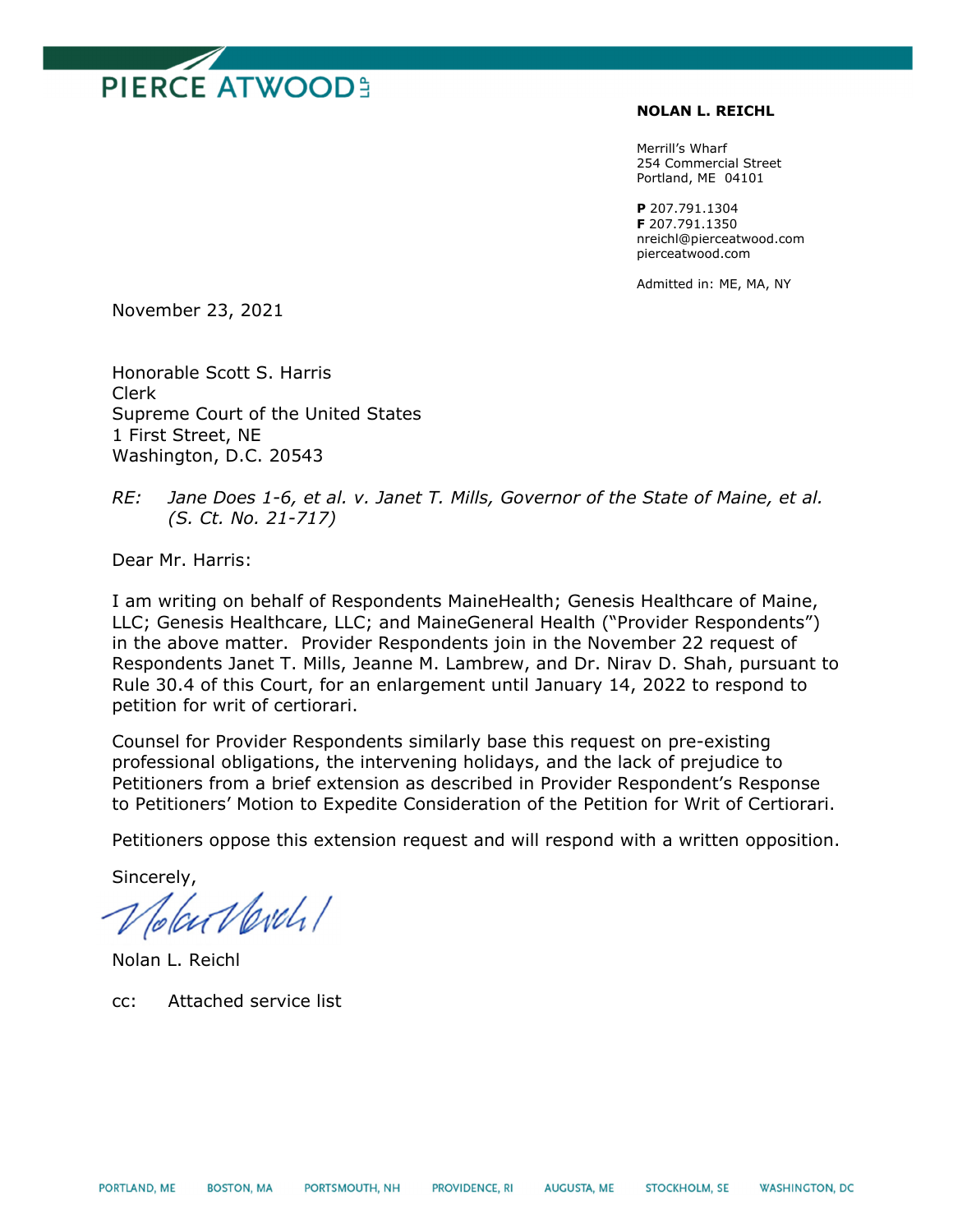PIERCE ATWOOD LLP

**NOLAN L. REICHL**

Merrill's Wharf
254 Commercial Street
Portland, ME 04101

**P** 207.791.1304
**F** 207.791.1350
nreichl@pierceatwood.com
pierceatwood.com

Admitted in: ME, MA, NY

November 23, 2021

Honorable Scott S. Harris
Clerk
Supreme Court of the United States
1 First Street, NE
Washington, D.C. 20543

*RE: Jane Does 1-6, et al. v. Janet T. Mills, Governor of the State of Maine, et al. (S. Ct. No. 21-717)*

Dear Mr. Harris:

I am writing on behalf of Respondents MaineHealth; Genesis Healthcare of Maine, LLC; Genesis Healthcare, LLC; and MaineGeneral Health ("Provider Respondents") in the above matter. Provider Respondents join in the November 22 request of Respondents Janet T. Mills, Jeanne M. Lambrew, and Dr. Nirav D. Shah, pursuant to Rule 30.4 of this Court, for an enlargement until January 14, 2022 to respond to petition for writ of certiorari.

Counsel for Provider Respondents similarly base this request on pre-existing professional obligations, the intervening holidays, and the lack of prejudice to Petitioners from a brief extension as described in Provider Respondent's Response to Petitioners' Motion to Expedite Consideration of the Petition for Writ of Certiorari.

Petitioners oppose this extension request and will respond with a written opposition.

Sincerely,

Nolan L. Reichl

cc: Attached service list

PORTLAND, ME BOSTON, MA PORTSMOUTH, NH PROVIDENCE, RI AUGUSTA, ME STOCKHOLM, SE WASHINGTON, DC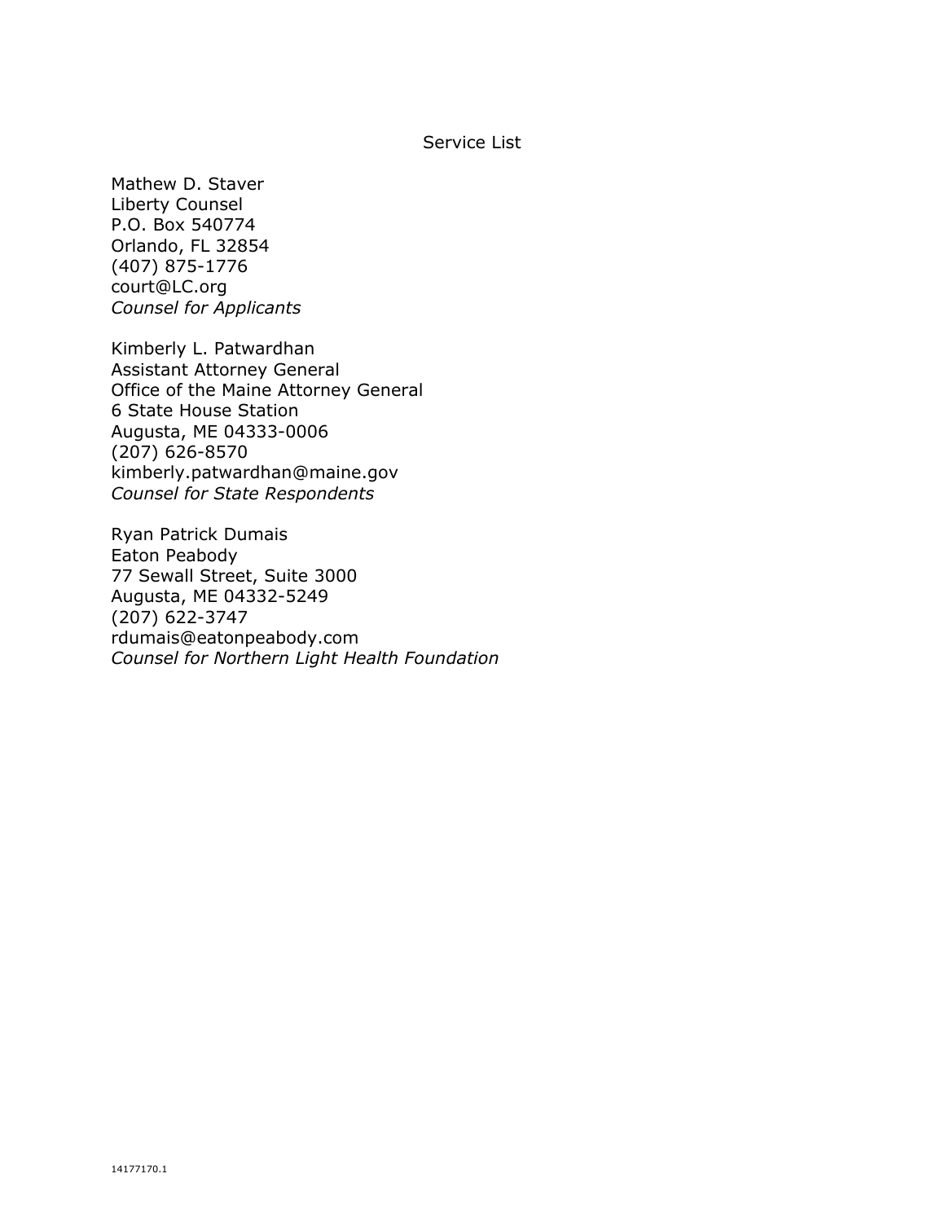Service List

Mathew D. Staver
Liberty Counsel
P.O. Box 540774
Orlando, FL 32854
(407) 875-1776
court@LC.org
*Counsel for Applicants*

Kimberly L. Patwardhan
Assistant Attorney General
Office of the Maine Attorney General
6 State House Station
Augusta, ME 04333-0006
(207) 626-8570
kimberly.patwardhan@maine.gov
*Counsel for State Respondents*

Ryan Patrick Dumais
Eaton Peabody
77 Sewall Street, Suite 3000
Augusta, ME 04332-5249
(207) 622-3747
rdumais@eatonpeabody.com
*Counsel for Northern Light Health Foundation*

14177170.1